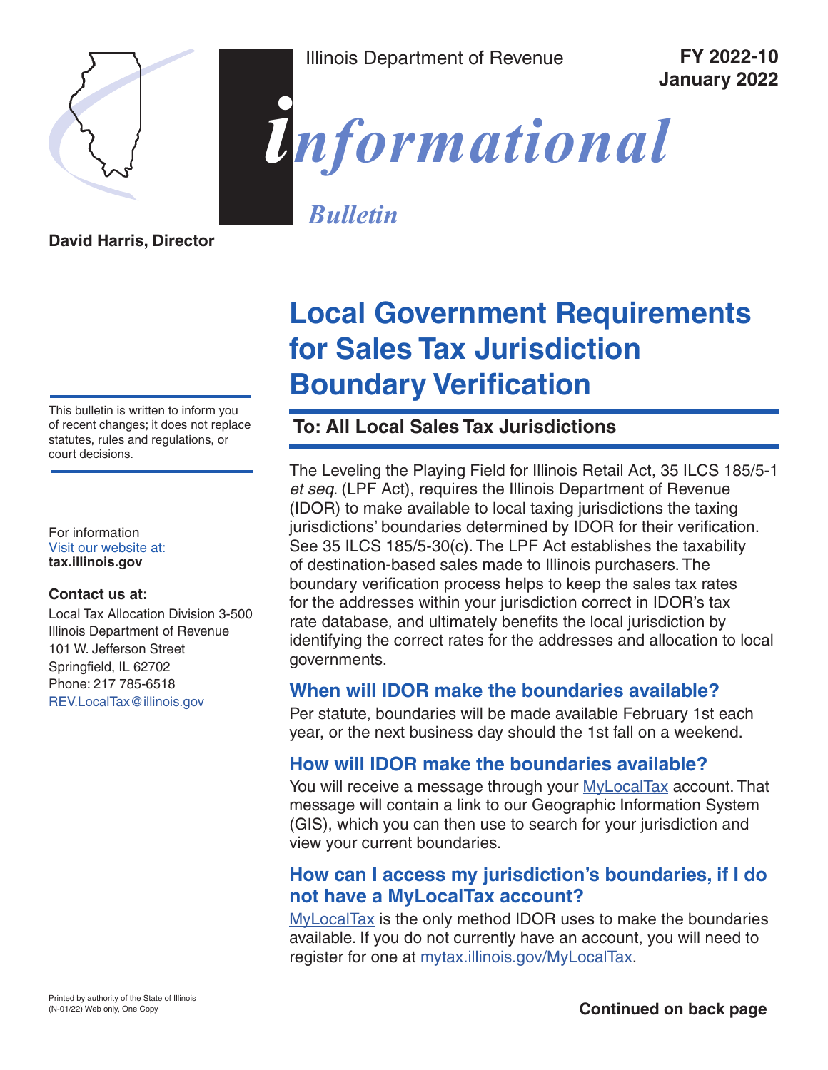Illinois Department of Revenue

**FY 2022-10**
**January 2022**

# *informational Bulletin*

**David Harris, Director**

# Local Government Requirements for Sales Tax Jurisdiction Boundary Verification

## To: All Local Sales Tax Jurisdictions

This bulletin is written to inform you of recent changes; it does not replace statutes, rules and regulations, or court decisions.

For information
Visit our website at:
**tax.illinois.gov**

**Contact us at:**
Local Tax Allocation Division 3-500
Illinois Department of Revenue
101 W. Jefferson Street
Springfield, IL 62702
Phone: 217 785-6518
REV.LocalTax@illinois.gov

The Leveling the Playing Field for Illinois Retail Act, 35 ILCS 185/5-1 *et seq*. (LPF Act), requires the Illinois Department of Revenue (IDOR) to make available to local taxing jurisdictions the taxing jurisdictions' boundaries determined by IDOR for their verification. See 35 ILCS 185/5-30(c). The LPF Act establishes the taxability of destination-based sales made to Illinois purchasers. The boundary verification process helps to keep the sales tax rates for the addresses within your jurisdiction correct in IDOR's tax rate database, and ultimately benefits the local jurisdiction by identifying the correct rates for the addresses and allocation to local governments.

### When will IDOR make the boundaries available?

Per statute, boundaries will be made available February 1st each year, or the next business day should the 1st fall on a weekend.

### How will IDOR make the boundaries available?

You will receive a message through your MyLocalTax account. That message will contain a link to our Geographic Information System (GIS), which you can then use to search for your jurisdiction and view your current boundaries.

### How can I access my jurisdiction's boundaries, if I do not have a MyLocalTax account?

MyLocalTax is the only method IDOR uses to make the boundaries available. If you do not currently have an account, you will need to register for one at mytax.illinois.gov/MyLocalTax.

Printed by authority of the State of Illinois
(N-01/22) Web only, One Copy

**Continued on back page**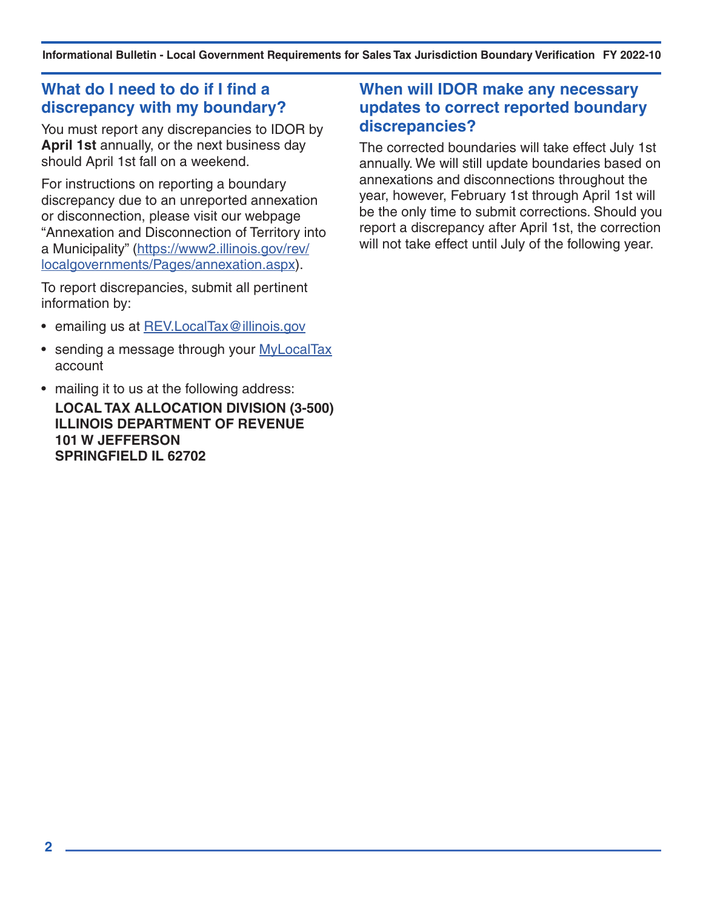## What do I need to do if I find a discrepancy with my boundary?

You must report any discrepancies to IDOR by **April 1st** annually, or the next business day should April 1st fall on a weekend.

For instructions on reporting a boundary discrepancy due to an unreported annexation or disconnection, please visit our webpage “Annexation and Disconnection of Territory into a Municipality” (https://www2.illinois.gov/rev/localgovernments/Pages/annexation.aspx).

To report discrepancies, submit all pertinent information by:

- emailing us at REV.LocalTax@illinois.gov
- sending a message through your MyLocalTax account
- mailing it to us at the following address:
  **LOCAL TAX ALLOCATION DIVISION (3-500)**
  **ILLINOIS DEPARTMENT OF REVENUE**
  **101 W JEFFERSON**
  **SPRINGFIELD IL 62702**

## When will IDOR make any necessary updates to correct reported boundary discrepancies?

The corrected boundaries will take effect July 1st annually. We will still update boundaries based on annexations and disconnections throughout the year, however, February 1st through April 1st will be the only time to submit corrections. Should you report a discrepancy after April 1st, the correction will not take effect until July of the following year.